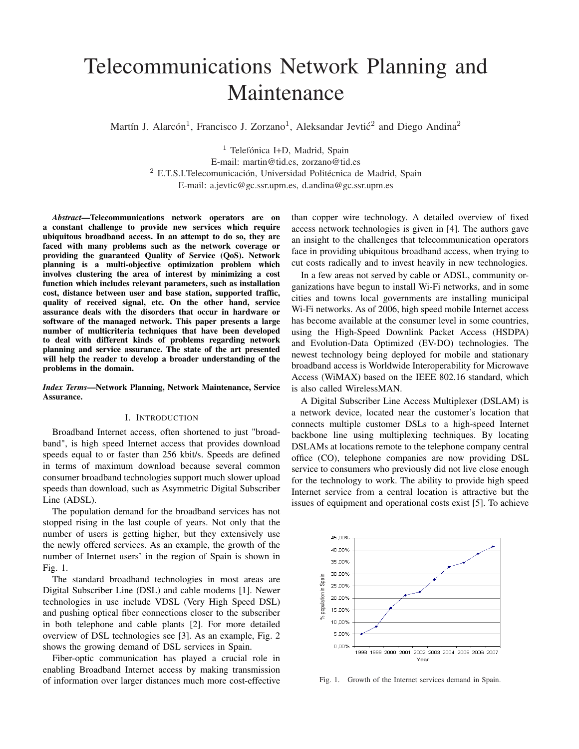# Telecommunications Network Planning and Maintenance

Martín J. Alarcón[1], Francisco J. Zorzano[1], Aleksandar Jevtić[2] and Diego Andina[2]

[1] Telefónica I+D, Madrid, Spain
E-mail: martin@tid.es, zorzano@tid.es
[2] E.T.S.I.Telecomunicación, Universidad Politécnica de Madrid, Spain
E-mail: a.jevtic@gc.ssr.upm.es, d.andina@gc.ssr.upm.es

***Abstract*—Telecommunications network operators are on a constant challenge to provide new services which require ubiquitous broadband access. In an attempt to do so, they are faced with many problems such as the network coverage or providing the guaranteed Quality of Service (QoS). Network planning is a multi-objective optimization problem which involves clustering the area of interest by minimizing a cost function which includes relevant parameters, such as installation cost, distance between user and base station, supported traffic, quality of received signal, etc. On the other hand, service assurance deals with the disorders that occur in hardware or software of the managed network. This paper presents a large number of multicriteria techniques that have been developed to deal with different kinds of problems regarding network planning and service assurance. The state of the art presented will help the reader to develop a broader understanding of the problems in the domain.**

***Index Terms*—Network Planning, Network Maintenance, Service Assurance.**

## I. Introduction

Broadband Internet access, often shortened to just "broadband", is high speed Internet access that provides download speeds equal to or faster than 256 kbit/s. Speeds are defined in terms of maximum download because several common consumer broadband technologies support much slower upload speeds than download, such as Asymmetric Digital Subscriber Line (ADSL).

The population demand for the broadband services has not stopped rising in the last couple of years. Not only that the number of users is getting higher, but they extensively use the newly offered services. As an example, the growth of the number of Internet users' in the region of Spain is shown in Fig. 1.

The standard broadband technologies in most areas are Digital Subscriber Line (DSL) and cable modems [1]. Newer technologies in use include VDSL (Very High Speed DSL) and pushing optical fiber connections closer to the subscriber in both telephone and cable plants [2]. For more detailed overview of DSL technologies see [3]. As an example, Fig. 2 shows the growing demand of DSL services in Spain.

Fiber-optic communication has played a crucial role in enabling Broadband Internet access by making transmission of information over larger distances much more cost-effective than copper wire technology. A detailed overview of fixed access network technologies is given in [4]. The authors gave an insight to the challenges that telecommunication operators face in providing ubiquitous broadband access, when trying to cut costs radically and to invest heavily in new technologies.

In a few areas not served by cable or ADSL, community organizations have begun to install Wi-Fi networks, and in some cities and towns local governments are installing municipal Wi-Fi networks. As of 2006, high speed mobile Internet access has become available at the consumer level in some countries, using the High-Speed Downlink Packet Access (HSDPA) and Evolution-Data Optimized (EV-DO) technologies. The newest technology being deployed for mobile and stationary broadband access is Worldwide Interoperability for Microwave Access (WiMAX) based on the IEEE 802.16 standard, which is also called WirelessMAN.

A Digital Subscriber Line Access Multiplexer (DSLAM) is a network device, located near the customer's location that connects multiple customer DSLs to a high-speed Internet backbone line using multiplexing techniques. By locating DSLAMs at locations remote to the telephone company central office (CO), telephone companies are now providing DSL service to consumers who previously did not live close enough for the technology to work. The ability to provide high speed Internet service from a central location is attractive but the issues of equipment and operational costs exist [5]. To achieve

Fig. 1. Growth of the Internet services demand in Spain.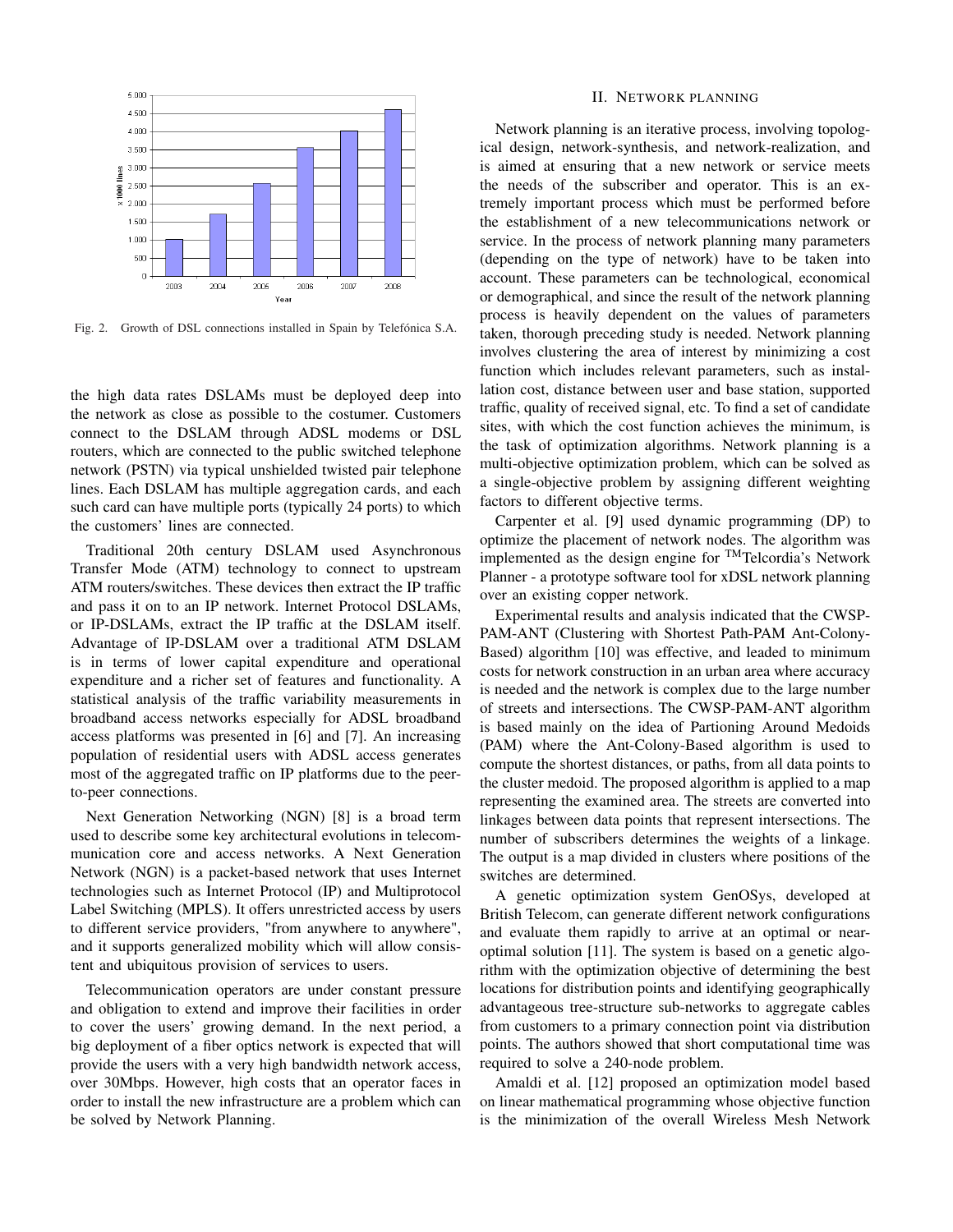Fig. 2. Growth of DSL connections installed in Spain by Telefónica S.A.

the high data rates DSLAMs must be deployed deep into the network as close as possible to the costumer. Customers connect to the DSLAM through ADSL modems or DSL routers, which are connected to the public switched telephone network (PSTN) via typical unshielded twisted pair telephone lines. Each DSLAM has multiple aggregation cards, and each such card can have multiple ports (typically 24 ports) to which the customers' lines are connected.

Traditional 20th century DSLAM used Asynchronous Transfer Mode (ATM) technology to connect to upstream ATM routers/switches. These devices then extract the IP traffic and pass it on to an IP network. Internet Protocol DSLAMs, or IP-DSLAMs, extract the IP traffic at the DSLAM itself. Advantage of IP-DSLAM over a traditional ATM DSLAM is in terms of lower capital expenditure and operational expenditure and a richer set of features and functionality. A statistical analysis of the traffic variability measurements in broadband access networks especially for ADSL broadband access platforms was presented in [6] and [7]. An increasing population of residential users with ADSL access generates most of the aggregated traffic on IP platforms due to the peer-to-peer connections.

Next Generation Networking (NGN) [8] is a broad term used to describe some key architectural evolutions in telecommunication core and access networks. A Next Generation Network (NGN) is a packet-based network that uses Internet technologies such as Internet Protocol (IP) and Multiprotocol Label Switching (MPLS). It offers unrestricted access by users to different service providers, "from anywhere to anywhere", and it supports generalized mobility which will allow consistent and ubiquitous provision of services to users.

Telecommunication operators are under constant pressure and obligation to extend and improve their facilities in order to cover the users' growing demand. In the next period, a big deployment of a fiber optics network is expected that will provide the users with a very high bandwidth network access, over 30Mbps. However, high costs that an operator faces in order to install the new infrastructure are a problem which can be solved by Network Planning.

## II. Network planning

Network planning is an iterative process, involving topological design, network-synthesis, and network-realization, and is aimed at ensuring that a new network or service meets the needs of the subscriber and operator. This is an extremely important process which must be performed before the establishment of a new telecommunications network or service. In the process of network planning many parameters (depending on the type of network) have to be taken into account. These parameters can be technological, economical or demographical, and since the result of the network planning process is heavily dependent on the values of parameters taken, thorough preceding study is needed. Network planning involves clustering the area of interest by minimizing a cost function which includes relevant parameters, such as installation cost, distance between user and base station, supported traffic, quality of received signal, etc. To find a set of candidate sites, with which the cost function achieves the minimum, is the task of optimization algorithms. Network planning is a multi-objective optimization problem, which can be solved as a single-objective problem by assigning different weighting factors to different objective terms.

Carpenter et al. [9] used dynamic programming (DP) to optimize the placement of network nodes. The algorithm was implemented as the design engine for TMTelcordia's Network Planner - a prototype software tool for xDSL network planning over an existing copper network.

Experimental results and analysis indicated that the CWSP-PAM-ANT (Clustering with Shortest Path-PAM Ant-Colony-Based) algorithm [10] was effective, and leaded to minimum costs for network construction in an urban area where accuracy is needed and the network is complex due to the large number of streets and intersections. The CWSP-PAM-ANT algorithm is based mainly on the idea of Partioning Around Medoids (PAM) where the Ant-Colony-Based algorithm is used to compute the shortest distances, or paths, from all data points to the cluster medoid. The proposed algorithm is applied to a map representing the examined area. The streets are converted into linkages between data points that represent intersections. The number of subscribers determines the weights of a linkage. The output is a map divided in clusters where positions of the switches are determined.

A genetic optimization system GenOSys, developed at British Telecom, can generate different network configurations and evaluate them rapidly to arrive at an optimal or near-optimal solution [11]. The system is based on a genetic algorithm with the optimization objective of determining the best locations for distribution points and identifying geographically advantageous tree-structure sub-networks to aggregate cables from customers to a primary connection point via distribution points. The authors showed that short computational time was required to solve a 240-node problem.

Amaldi et al. [12] proposed an optimization model based on linear mathematical programming whose objective function is the minimization of the overall Wireless Mesh Network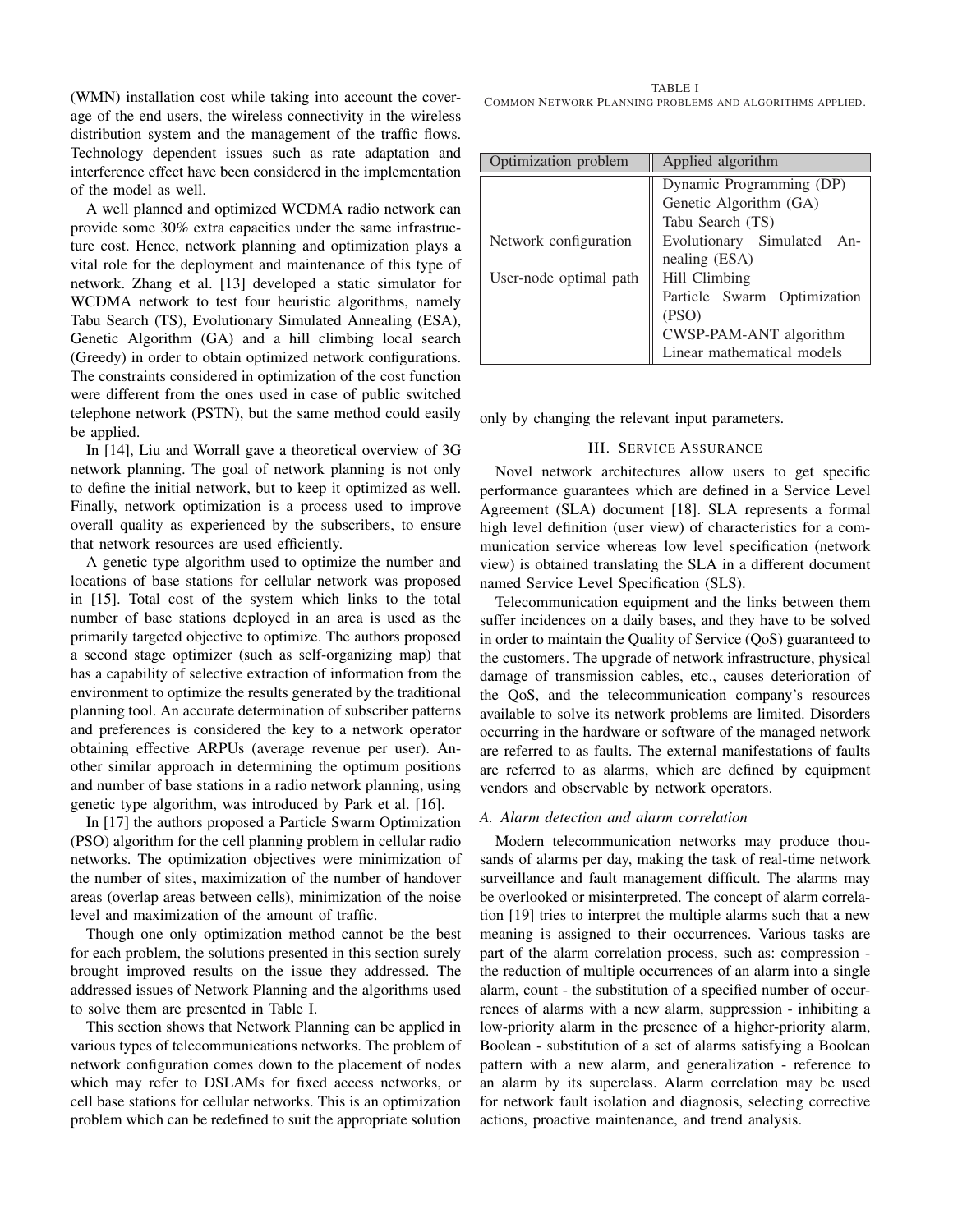(WMN) installation cost while taking into account the coverage of the end users, the wireless connectivity in the wireless distribution system and the management of the traffic flows. Technology dependent issues such as rate adaptation and interference effect have been considered in the implementation of the model as well.

A well planned and optimized WCDMA radio network can provide some 30% extra capacities under the same infrastructure cost. Hence, network planning and optimization plays a vital role for the deployment and maintenance of this type of network. Zhang et al. [13] developed a static simulator for WCDMA network to test four heuristic algorithms, namely Tabu Search (TS), Evolutionary Simulated Annealing (ESA), Genetic Algorithm (GA) and a hill climbing local search (Greedy) in order to obtain optimized network configurations. The constraints considered in optimization of the cost function were different from the ones used in case of public switched telephone network (PSTN), but the same method could easily be applied.

In [14], Liu and Worrall gave a theoretical overview of 3G network planning. The goal of network planning is not only to define the initial network, but to keep it optimized as well. Finally, network optimization is a process used to improve overall quality as experienced by the subscribers, to ensure that network resources are used efficiently.

A genetic type algorithm used to optimize the number and locations of base stations for cellular network was proposed in [15]. Total cost of the system which links to the total number of base stations deployed in an area is used as the primarily targeted objective to optimize. The authors proposed a second stage optimizer (such as self-organizing map) that has a capability of selective extraction of information from the environment to optimize the results generated by the traditional planning tool. An accurate determination of subscriber patterns and preferences is considered the key to a network operator obtaining effective ARPUs (average revenue per user). Another similar approach in determining the optimum positions and number of base stations in a radio network planning, using genetic type algorithm, was introduced by Park et al. [16].

In [17] the authors proposed a Particle Swarm Optimization (PSO) algorithm for the cell planning problem in cellular radio networks. The optimization objectives were minimization of the number of sites, maximization of the number of handover areas (overlap areas between cells), minimization of the noise level and maximization of the amount of traffic.

Though one only optimization method cannot be the best for each problem, the solutions presented in this section surely brought improved results on the issue they addressed. The addressed issues of Network Planning and the algorithms used to solve them are presented in Table I.

This section shows that Network Planning can be applied in various types of telecommunications networks. The problem of network configuration comes down to the placement of nodes which may refer to DSLAMs for fixed access networks, or cell base stations for cellular networks. This is an optimization problem which can be redefined to suit the appropriate solution only by changing the relevant input parameters.

TABLE I
COMMON NETWORK PLANNING PROBLEMS AND ALGORITHMS APPLIED.

| Optimization problem | Applied algorithm |
|---|---|
| Network configuration<br>User-node optimal path | Dynamic Programming (DP)<br>Genetic Algorithm (GA)<br>Tabu Search (TS)<br>Evolutionary Simulated Annealing (ESA)<br>Hill Climbing<br>Particle Swarm Optimization (PSO)<br>CWSP-PAM-ANT algorithm<br>Linear mathematical models |

## III. SERVICE ASSURANCE

Novel network architectures allow users to get specific performance guarantees which are defined in a Service Level Agreement (SLA) document [18]. SLA represents a formal high level definition (user view) of characteristics for a communication service whereas low level specification (network view) is obtained translating the SLA in a different document named Service Level Specification (SLS).

Telecommunication equipment and the links between them suffer incidences on a daily bases, and they have to be solved in order to maintain the Quality of Service (QoS) guaranteed to the customers. The upgrade of network infrastructure, physical damage of transmission cables, etc., causes deterioration of the QoS, and the telecommunication company's resources available to solve its network problems are limited. Disorders occurring in the hardware or software of the managed network are referred to as faults. The external manifestations of faults are referred to as alarms, which are defined by equipment vendors and observable by network operators.

### *A. Alarm detection and alarm correlation*

Modern telecommunication networks may produce thousands of alarms per day, making the task of real-time network surveillance and fault management difficult. The alarms may be overlooked or misinterpreted. The concept of alarm correlation [19] tries to interpret the multiple alarms such that a new meaning is assigned to their occurrences. Various tasks are part of the alarm correlation process, such as: compression - the reduction of multiple occurrences of an alarm into a single alarm, count - the substitution of a specified number of occurrences of alarms with a new alarm, suppression - inhibiting a low-priority alarm in the presence of a higher-priority alarm, Boolean - substitution of a set of alarms satisfying a Boolean pattern with a new alarm, and generalization - reference to an alarm by its superclass. Alarm correlation may be used for network fault isolation and diagnosis, selecting corrective actions, proactive maintenance, and trend analysis.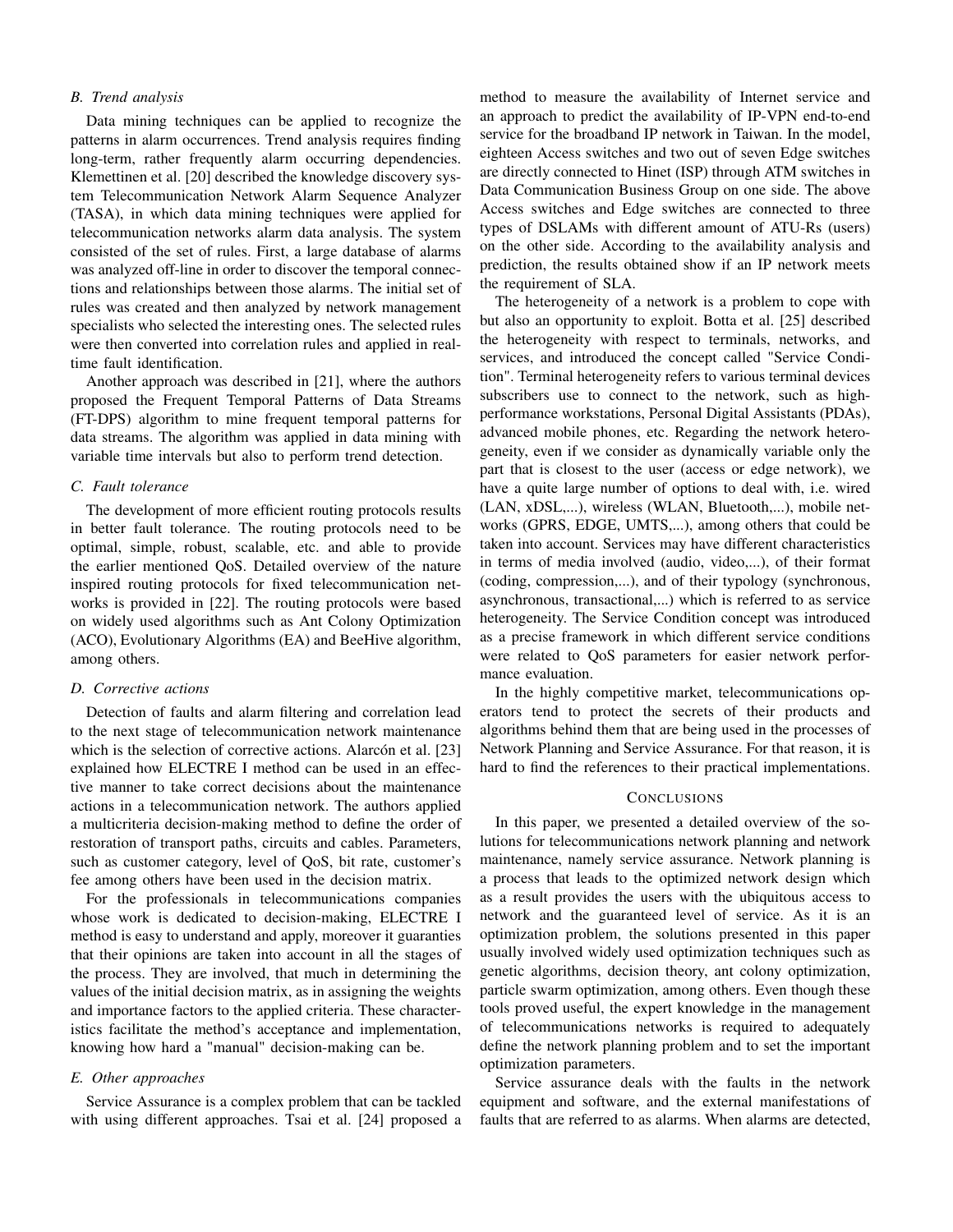### B. Trend analysis

Data mining techniques can be applied to recognize the patterns in alarm occurrences. Trend analysis requires finding long-term, rather frequently alarm occurring dependencies. Klemettinen et al. [20] described the knowledge discovery system Telecommunication Network Alarm Sequence Analyzer (TASA), in which data mining techniques were applied for telecommunication networks alarm data analysis. The system consisted of the set of rules. First, a large database of alarms was analyzed off-line in order to discover the temporal connections and relationships between those alarms. The initial set of rules was created and then analyzed by network management specialists who selected the interesting ones. The selected rules were then converted into correlation rules and applied in real-time fault identification.

Another approach was described in [21], where the authors proposed the Frequent Temporal Patterns of Data Streams (FT-DPS) algorithm to mine frequent temporal patterns for data streams. The algorithm was applied in data mining with variable time intervals but also to perform trend detection.

### C. Fault tolerance

The development of more efficient routing protocols results in better fault tolerance. The routing protocols need to be optimal, simple, robust, scalable, etc. and able to provide the earlier mentioned QoS. Detailed overview of the nature inspired routing protocols for fixed telecommunication networks is provided in [22]. The routing protocols were based on widely used algorithms such as Ant Colony Optimization (ACO), Evolutionary Algorithms (EA) and BeeHive algorithm, among others.

### D. Corrective actions

Detection of faults and alarm filtering and correlation lead to the next stage of telecommunication network maintenance which is the selection of corrective actions. Alarcón et al. [23] explained how ELECTRE I method can be used in an effective manner to take correct decisions about the maintenance actions in a telecommunication network. The authors applied a multicriteria decision-making method to define the order of restoration of transport paths, circuits and cables. Parameters, such as customer category, level of QoS, bit rate, customer's fee among others have been used in the decision matrix.

For the professionals in telecommunications companies whose work is dedicated to decision-making, ELECTRE I method is easy to understand and apply, moreover it guaranties that their opinions are taken into account in all the stages of the process. They are involved, that much in determining the values of the initial decision matrix, as in assigning the weights and importance factors to the applied criteria. These characteristics facilitate the method's acceptance and implementation, knowing how hard a "manual" decision-making can be.

### E. Other approaches

Service Assurance is a complex problem that can be tackled with using different approaches. Tsai et al. [24] proposed a method to measure the availability of Internet service and an approach to predict the availability of IP-VPN end-to-end service for the broadband IP network in Taiwan. In the model, eighteen Access switches and two out of seven Edge switches are directly connected to Hinet (ISP) through ATM switches in Data Communication Business Group on one side. The above Access switches and Edge switches are connected to three types of DSLAMs with different amount of ATU-Rs (users) on the other side. According to the availability analysis and prediction, the results obtained show if an IP network meets the requirement of SLA.

The heterogeneity of a network is a problem to cope with but also an opportunity to exploit. Botta et al. [25] described the heterogeneity with respect to terminals, networks, and services, and introduced the concept called "Service Condition". Terminal heterogeneity refers to various terminal devices subscribers use to connect to the network, such as high-performance workstations, Personal Digital Assistants (PDAs), advanced mobile phones, etc. Regarding the network heterogeneity, even if we consider as dynamically variable only the part that is closest to the user (access or edge network), we have a quite large number of options to deal with, i.e. wired (LAN, xDSL,...), wireless (WLAN, Bluetooth,...), mobile networks (GPRS, EDGE, UMTS,...), among others that could be taken into account. Services may have different characteristics in terms of media involved (audio, video,...), of their format (coding, compression,...), and of their typology (synchronous, asynchronous, transactional,...) which is referred to as service heterogeneity. The Service Condition concept was introduced as a precise framework in which different service conditions were related to QoS parameters for easier network performance evaluation.

In the highly competitive market, telecommunications operators tend to protect the secrets of their products and algorithms behind them that are being used in the processes of Network Planning and Service Assurance. For that reason, it is hard to find the references to their practical implementations.

## CONCLUSIONS

In this paper, we presented a detailed overview of the solutions for telecommunications network planning and network maintenance, namely service assurance. Network planning is a process that leads to the optimized network design which as a result provides the users with the ubiquitous access to network and the guaranteed level of service. As it is an optimization problem, the solutions presented in this paper usually involved widely used optimization techniques such as genetic algorithms, decision theory, ant colony optimization, particle swarm optimization, among others. Even though these tools proved useful, the expert knowledge in the management of telecommunications networks is required to adequately define the network planning problem and to set the important optimization parameters.

Service assurance deals with the faults in the network equipment and software, and the external manifestations of faults that are referred to as alarms. When alarms are detected,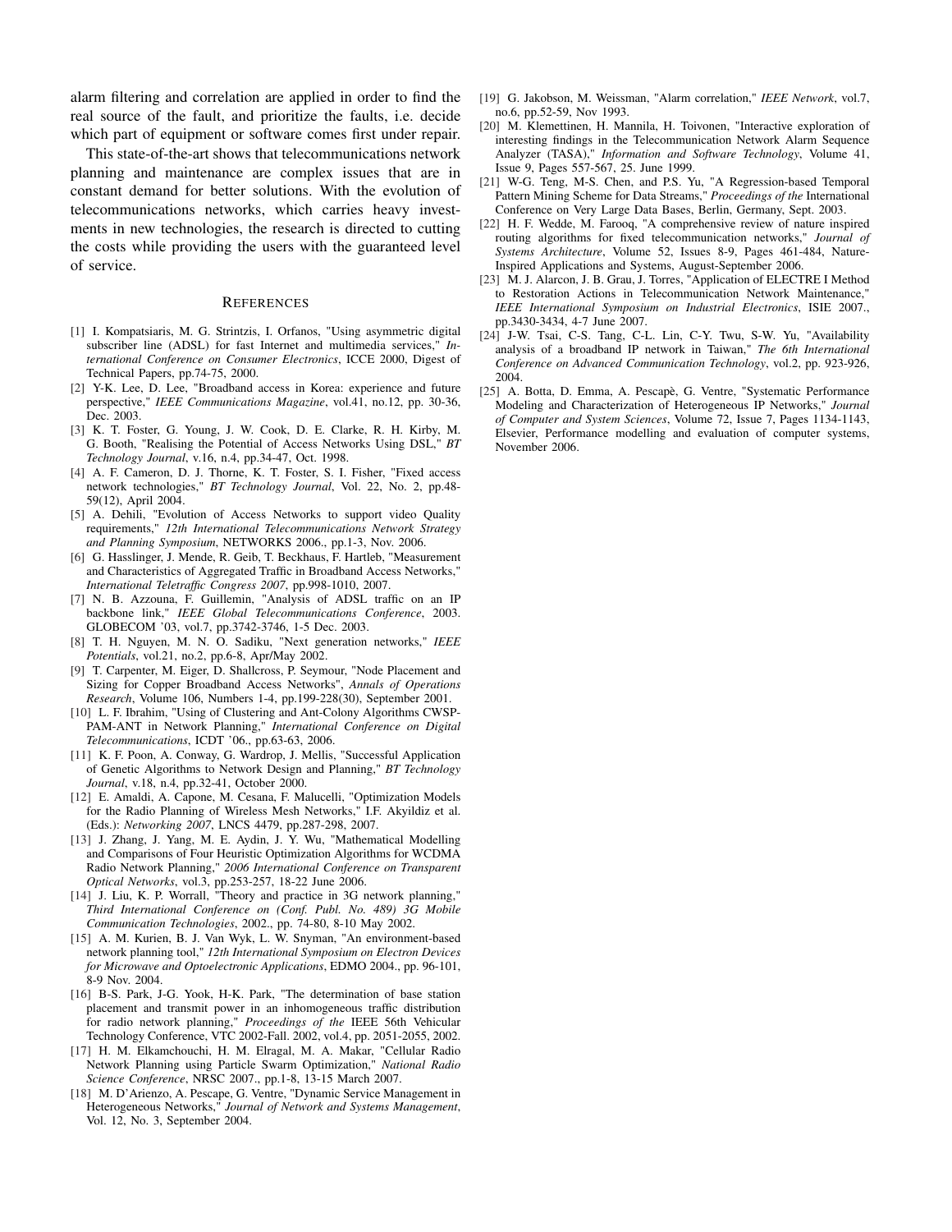alarm filtering and correlation are applied in order to find the real source of the fault, and prioritize the faults, i.e. decide which part of equipment or software comes first under repair.

This state-of-the-art shows that telecommunications network planning and maintenance are complex issues that are in constant demand for better solutions. With the evolution of telecommunications networks, which carries heavy investments in new technologies, the research is directed to cutting the costs while providing the users with the guaranteed level of service.

## REFERENCES

[1] I. Kompatsiaris, M. G. Strintzis, I. Orfanos, "Using asymmetric digital subscriber line (ADSL) for fast Internet and multimedia services," *International Conference on Consumer Electronics*, ICCE 2000, Digest of Technical Papers, pp.74-75, 2000.

[2] Y-K. Lee, D. Lee, "Broadband access in Korea: experience and future perspective," *IEEE Communications Magazine*, vol.41, no.12, pp. 30-36, Dec. 2003.

[3] K. T. Foster, G. Young, J. W. Cook, D. E. Clarke, R. H. Kirby, M. G. Booth, "Realising the Potential of Access Networks Using DSL," *BT Technology Journal*, v.16, n.4, pp.34-47, Oct. 1998.

[4] A. F. Cameron, D. J. Thorne, K. T. Foster, S. I. Fisher, "Fixed access network technologies," *BT Technology Journal*, Vol. 22, No. 2, pp.48-59(12), April 2004.

[5] A. Dehili, "Evolution of Access Networks to support video Quality requirements," *12th International Telecommunications Network Strategy and Planning Symposium*, NETWORKS 2006., pp.1-3, Nov. 2006.

[6] G. Hasslinger, J. Mende, R. Geib, T. Beckhaus, F. Hartleb, "Measurement and Characteristics of Aggregated Traffic in Broadband Access Networks," *International Teletraffic Congress 2007*, pp.998-1010, 2007.

[7] N. B. Azzouna, F. Guillemin, "Analysis of ADSL traffic on an IP backbone link," *IEEE Global Telecommunications Conference*, 2003. GLOBECOM '03, vol.7, pp.3742-3746, 1-5 Dec. 2003.

[8] T. H. Nguyen, M. N. O. Sadiku, "Next generation networks," *IEEE Potentials*, vol.21, no.2, pp.6-8, Apr/May 2002.

[9] T. Carpenter, M. Eiger, D. Shallcross, P. Seymour, "Node Placement and Sizing for Copper Broadband Access Networks", *Annals of Operations Research*, Volume 106, Numbers 1-4, pp.199-228(30), September 2001.

[10] L. F. Ibrahim, "Using of Clustering and Ant-Colony Algorithms CWSP-PAM-ANT in Network Planning," *International Conference on Digital Telecommunications*, ICDT '06., pp.63-63, 2006.

[11] K. F. Poon, A. Conway, G. Wardrop, J. Mellis, "Successful Application of Genetic Algorithms to Network Design and Planning," *BT Technology Journal*, v.18, n.4, pp.32-41, October 2000.

[12] E. Amaldi, A. Capone, M. Cesana, F. Malucelli, "Optimization Models for the Radio Planning of Wireless Mesh Networks," I.F. Akyildiz et al. (Eds.): *Networking 2007*, LNCS 4479, pp.287-298, 2007.

[13] J. Zhang, J. Yang, M. E. Aydin, J. Y. Wu, "Mathematical Modelling and Comparisons of Four Heuristic Optimization Algorithms for WCDMA Radio Network Planning," *2006 International Conference on Transparent Optical Networks*, vol.3, pp.253-257, 18-22 June 2006.

[14] J. Liu, K. P. Worrall, "Theory and practice in 3G network planning," *Third International Conference on (Conf. Publ. No. 489) 3G Mobile Communication Technologies*, 2002., pp. 74-80, 8-10 May 2002.

[15] A. M. Kurien, B. J. Van Wyk, L. W. Snyman, "An environment-based network planning tool," *12th International Symposium on Electron Devices for Microwave and Optoelectronic Applications*, EDMO 2004., pp. 96-101, 8-9 Nov. 2004.

[16] B-S. Park, J-G. Yook, H-K. Park, "The determination of base station placement and transmit power in an inhomogeneous traffic distribution for radio network planning," *Proceedings of the* IEEE 56th Vehicular Technology Conference, VTC 2002-Fall. 2002, vol.4, pp. 2051-2055, 2002.

[17] H. M. Elkamchouchi, H. M. Elragal, M. A. Makar, "Cellular Radio Network Planning using Particle Swarm Optimization," *National Radio Science Conference*, NRSC 2007., pp.1-8, 13-15 March 2007.

[18] M. D'Arienzo, A. Pescape, G. Ventre, "Dynamic Service Management in Heterogeneous Networks," *Journal of Network and Systems Management*, Vol. 12, No. 3, September 2004.

[19] G. Jakobson, M. Weissman, "Alarm correlation," *IEEE Network*, vol.7, no.6, pp.52-59, Nov 1993.

[20] M. Klemettinen, H. Mannila, H. Toivonen, "Interactive exploration of interesting findings in the Telecommunication Network Alarm Sequence Analyzer (TASA)," *Information and Software Technology*, Volume 41, Issue 9, Pages 557-567, 25. June 1999.

[21] W-G. Teng, M-S. Chen, and P.S. Yu, "A Regression-based Temporal Pattern Mining Scheme for Data Streams," *Proceedings of the* International Conference on Very Large Data Bases, Berlin, Germany, Sept. 2003.

[22] H. F. Wedde, M. Farooq, "A comprehensive review of nature inspired routing algorithms for fixed telecommunication networks," *Journal of Systems Architecture*, Volume 52, Issues 8-9, Pages 461-484, Nature-Inspired Applications and Systems, August-September 2006.

[23] M. J. Alarcon, J. B. Grau, J. Torres, "Application of ELECTRE I Method to Restoration Actions in Telecommunication Network Maintenance," *IEEE International Symposium on Industrial Electronics*, ISIE 2007., pp.3430-3434, 4-7 June 2007.

[24] J-W. Tsai, C-S. Tang, C-L. Lin, C-Y. Twu, S-W. Yu, "Availability analysis of a broadband IP network in Taiwan," *The 6th International Conference on Advanced Communication Technology*, vol.2, pp. 923-926, 2004.

[25] A. Botta, D. Emma, A. Pescapè, G. Ventre, "Systematic Performance Modeling and Characterization of Heterogeneous IP Networks," *Journal of Computer and System Sciences*, Volume 72, Issue 7, Pages 1134-1143, Elsevier, Performance modelling and evaluation of computer systems, November 2006.